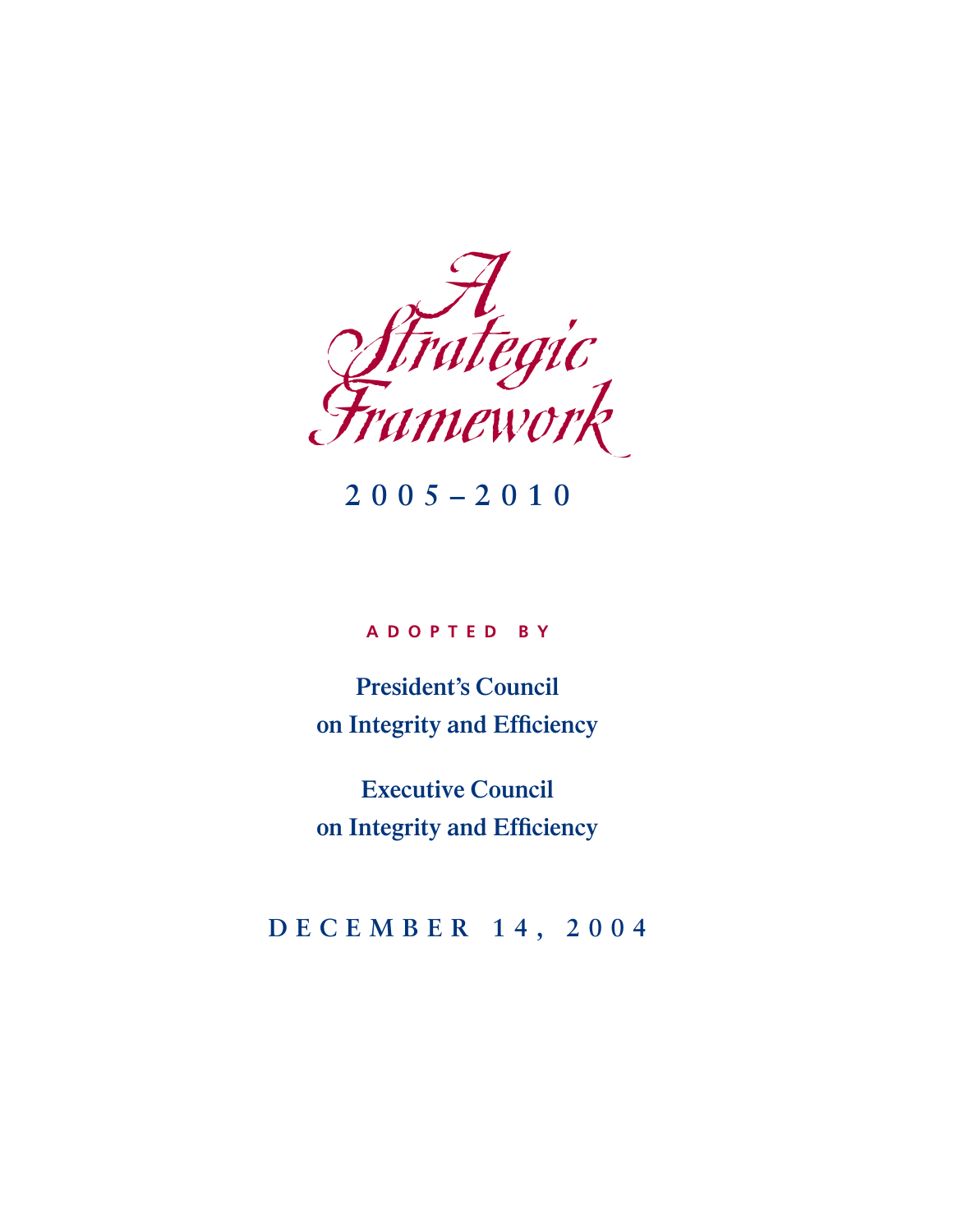# A Strategic Framework

## 2005–2010

**ADOPTED BY**

**President's Council on Integrity and Efficiency**

**Executive Council on Integrity and Efficiency**

DECEMBER 14, 2004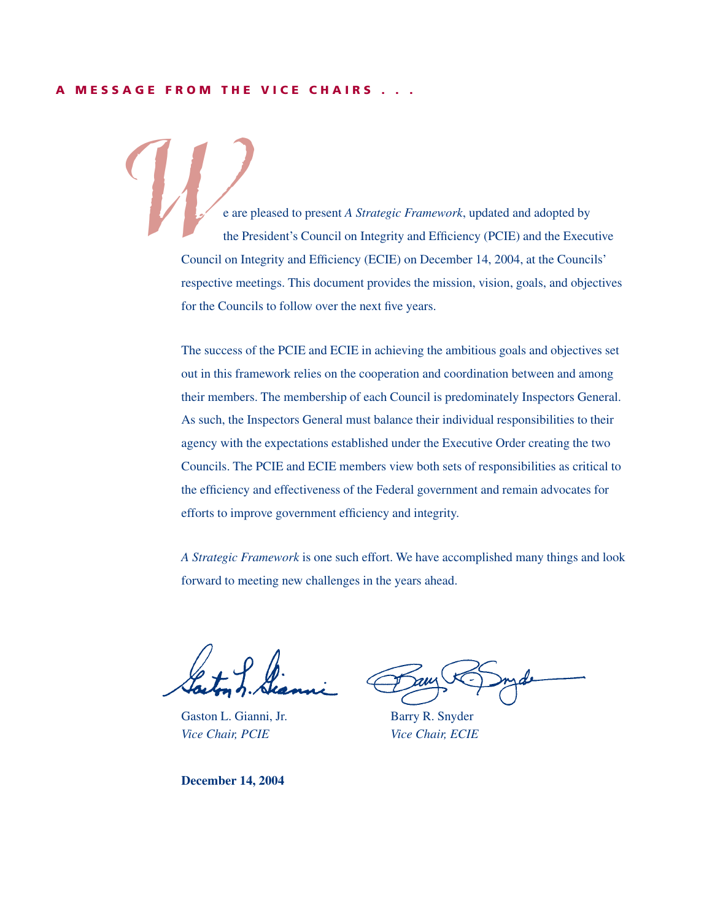## A MESSAGE FROM THE VICE CHAIRS . . .

We are pleased to present *A Strategic Framework*, updated and adopted by the President's Council on Integrity and Efficiency (PCIE) and the Executive Council on Integrity and Efficiency (ECIE) on December 14, 2004, at the Councils' respective meetings. This document provides the mission, vision, goals, and objectives for the Councils to follow over the next five years.

The success of the PCIE and ECIE in achieving the ambitious goals and objectives set out in this framework relies on the cooperation and coordination between and among their members. The membership of each Council is predominately Inspectors General. As such, the Inspectors General must balance their individual responsibilities to their agency with the expectations established under the Executive Order creating the two Councils. The PCIE and ECIE members view both sets of responsibilities as critical to the efficiency and effectiveness of the Federal government and remain advocates for efforts to improve government efficiency and integrity.

*A Strategic Framework* is one such effort. We have accomplished many things and look forward to meeting new challenges in the years ahead.

Gaston L. Gianni, Jr.
*Vice Chair, PCIE*

Barry R. Snyder
*Vice Chair, ECIE*

**December 14, 2004**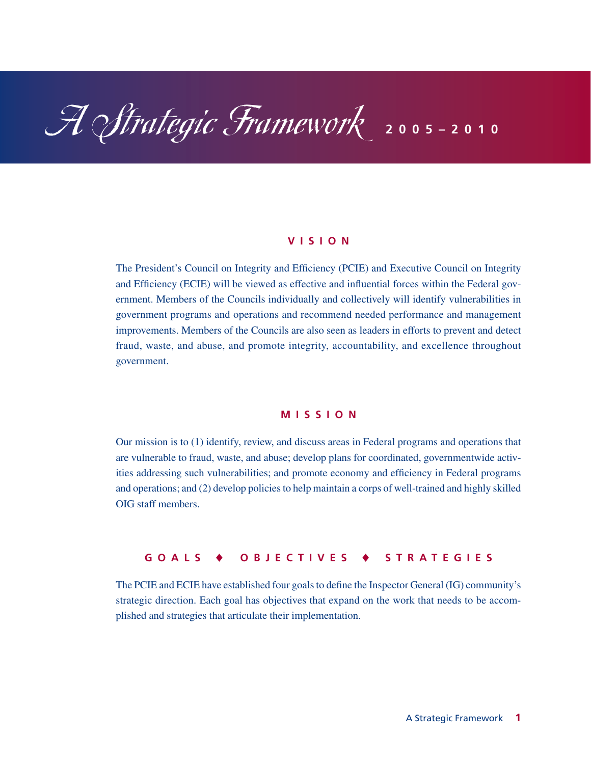# A Strategic Framework 2005–2010

## VISION

The President's Council on Integrity and Efficiency (PCIE) and Executive Council on Integrity and Efficiency (ECIE) will be viewed as effective and influential forces within the Federal government. Members of the Councils individually and collectively will identify vulnerabilities in government programs and operations and recommend needed performance and management improvements. Members of the Councils are also seen as leaders in efforts to prevent and detect fraud, waste, and abuse, and promote integrity, accountability, and excellence throughout government.

## MISSION

Our mission is to (1) identify, review, and discuss areas in Federal programs and operations that are vulnerable to fraud, waste, and abuse; develop plans for coordinated, governmentwide activities addressing such vulnerabilities; and promote economy and efficiency in Federal programs and operations; and (2) develop policies to help maintain a corps of well-trained and highly skilled OIG staff members.

## GOALS ♦ OBJECTIVES ♦ STRATEGIES

The PCIE and ECIE have established four goals to define the Inspector General (IG) community's strategic direction. Each goal has objectives that expand on the work that needs to be accomplished and strategies that articulate their implementation.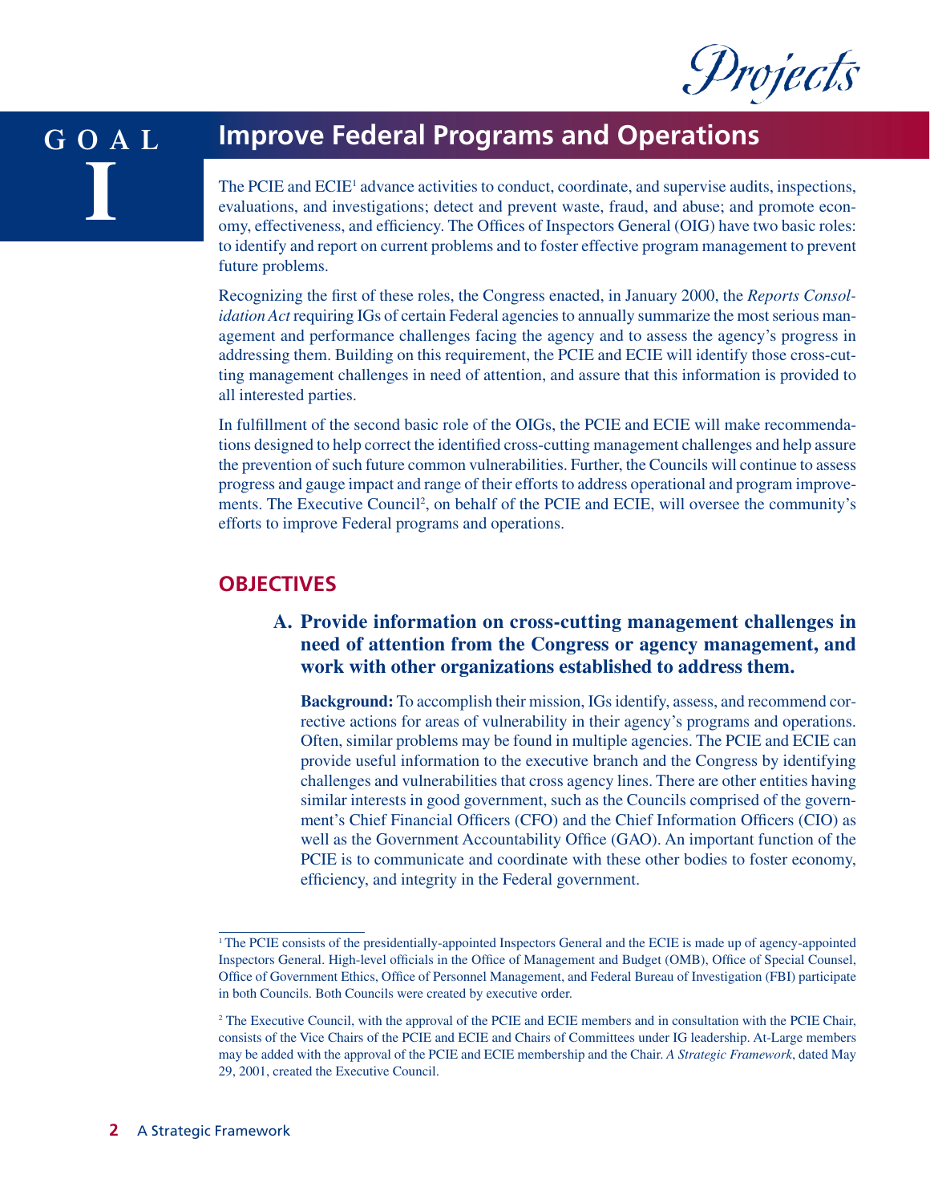# GOAL I

## Improve Federal Programs and Operations

The PCIE and ECIE[1] advance activities to conduct, coordinate, and supervise audits, inspections, evaluations, and investigations; detect and prevent waste, fraud, and abuse; and promote economy, effectiveness, and efficiency. The Offices of Inspectors General (OIG) have two basic roles: to identify and report on current problems and to foster effective program management to prevent future problems.

Recognizing the first of these roles, the Congress enacted, in January 2000, the *Reports Consolidation Act* requiring IGs of certain Federal agencies to annually summarize the most serious management and performance challenges facing the agency and to assess the agency's progress in addressing them. Building on this requirement, the PCIE and ECIE will identify those cross-cutting management challenges in need of attention, and assure that this information is provided to all interested parties.

In fulfillment of the second basic role of the OIGs, the PCIE and ECIE will make recommendations designed to help correct the identified cross-cutting management challenges and help assure the prevention of such future common vulnerabilities. Further, the Councils will continue to assess progress and gauge impact and range of their efforts to address operational and program improvements. The Executive Council[2], on behalf of the PCIE and ECIE, will oversee the community's efforts to improve Federal programs and operations.

### OBJECTIVES

**A. Provide information on cross-cutting management challenges in need of attention from the Congress or agency management, and work with other organizations established to address them.**

**Background:** To accomplish their mission, IGs identify, assess, and recommend corrective actions for areas of vulnerability in their agency's programs and operations. Often, similar problems may be found in multiple agencies. The PCIE and ECIE can provide useful information to the executive branch and the Congress by identifying challenges and vulnerabilities that cross agency lines. There are other entities having similar interests in good government, such as the Councils comprised of the government's Chief Financial Officers (CFO) and the Chief Information Officers (CIO) as well as the Government Accountability Office (GAO). An important function of the PCIE is to communicate and coordinate with these other bodies to foster economy, efficiency, and integrity in the Federal government.

---

[1] The PCIE consists of the presidentially-appointed Inspectors General and the ECIE is made up of agency-appointed Inspectors General. High-level officials in the Office of Management and Budget (OMB), Office of Special Counsel, Office of Government Ethics, Office of Personnel Management, and Federal Bureau of Investigation (FBI) participate in both Councils. Both Councils were created by executive order.

[2] The Executive Council, with the approval of the PCIE and ECIE members and in consultation with the PCIE Chair, consists of the Vice Chairs of the PCIE and ECIE and Chairs of Committees under IG leadership. At-Large members may be added with the approval of the PCIE and ECIE membership and the Chair. *A Strategic Framework*, dated May 29, 2001, created the Executive Council.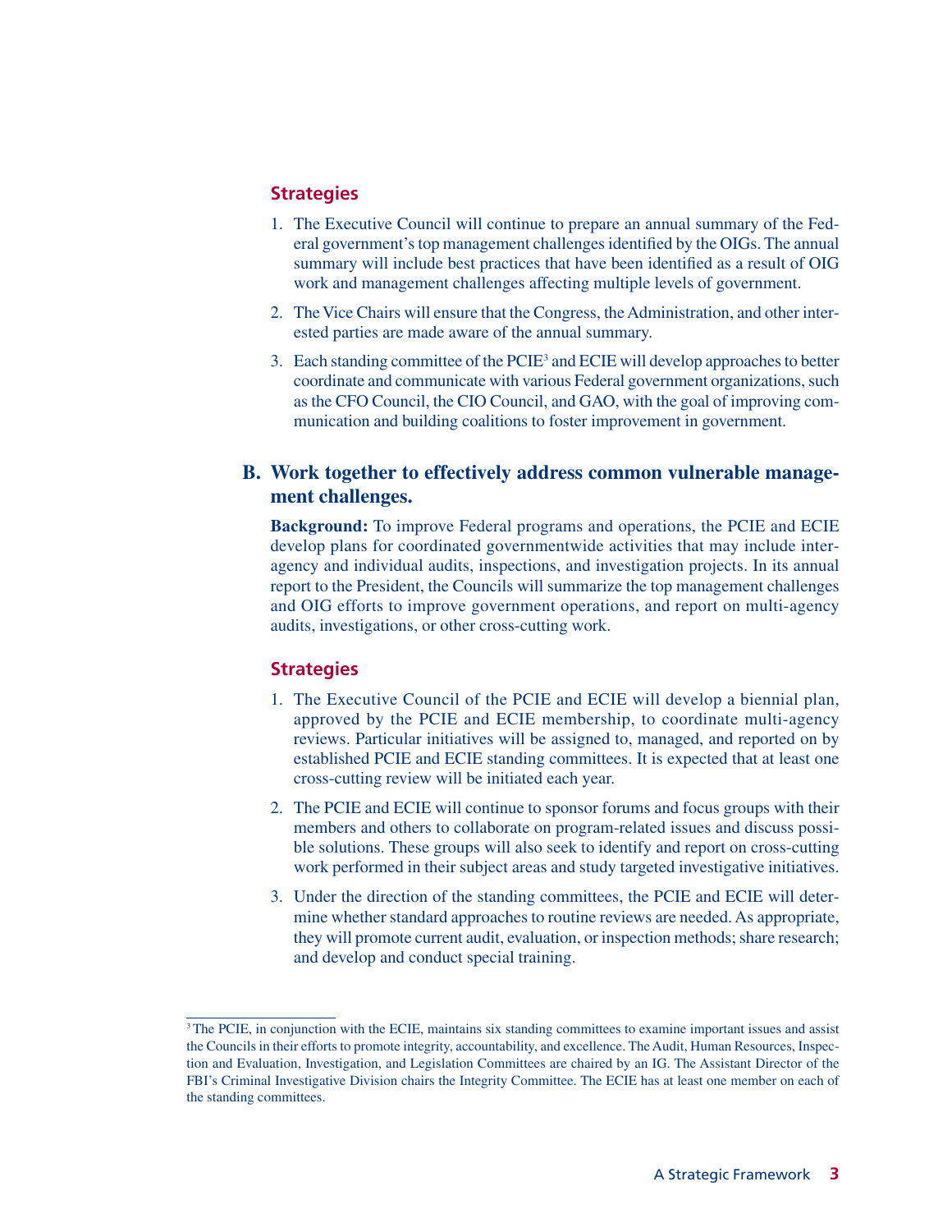### Strategies

1. The Executive Council will continue to prepare an annual summary of the Federal government's top management challenges identified by the OIGs. The annual summary will include best practices that have been identified as a result of OIG work and management challenges affecting multiple levels of government.
2. The Vice Chairs will ensure that the Congress, the Administration, and other interested parties are made aware of the annual summary.
3. Each standing committee of the PCIE[3] and ECIE will develop approaches to better coordinate and communicate with various Federal government organizations, such as the CFO Council, the CIO Council, and GAO, with the goal of improving communication and building coalitions to foster improvement in government.

## B. Work together to effectively address common vulnerable management challenges.

**Background:** To improve Federal programs and operations, the PCIE and ECIE develop plans for coordinated governmentwide activities that may include interagency and individual audits, inspections, and investigation projects. In its annual report to the President, the Councils will summarize the top management challenges and OIG efforts to improve government operations, and report on multi-agency audits, investigations, or other cross-cutting work.

### Strategies

1. The Executive Council of the PCIE and ECIE will develop a biennial plan, approved by the PCIE and ECIE membership, to coordinate multi-agency reviews. Particular initiatives will be assigned to, managed, and reported on by established PCIE and ECIE standing committees. It is expected that at least one cross-cutting review will be initiated each year.
2. The PCIE and ECIE will continue to sponsor forums and focus groups with their members and others to collaborate on program-related issues and discuss possible solutions. These groups will also seek to identify and report on cross-cutting work performed in their subject areas and study targeted investigative initiatives.
3. Under the direction of the standing committees, the PCIE and ECIE will determine whether standard approaches to routine reviews are needed. As appropriate, they will promote current audit, evaluation, or inspection methods; share research; and develop and conduct special training.

---

[3] The PCIE, in conjunction with the ECIE, maintains six standing committees to examine important issues and assist the Councils in their efforts to promote integrity, accountability, and excellence. The Audit, Human Resources, Inspection and Evaluation, Investigation, and Legislation Committees are chaired by an IG. The Assistant Director of the FBI's Criminal Investigative Division chairs the Integrity Committee. The ECIE has at least one member on each of the standing committees.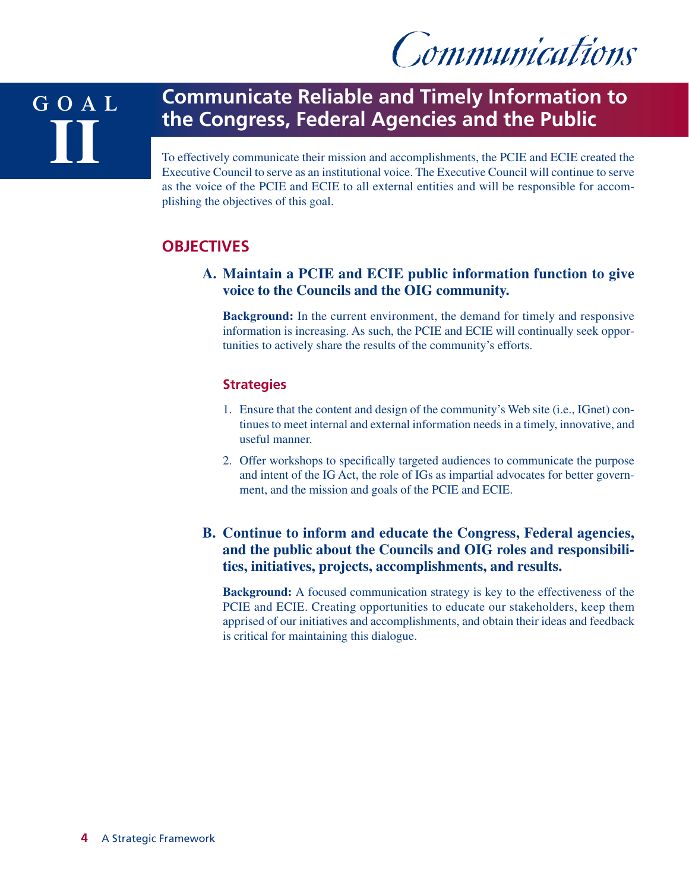*Communications*

# GOAL II

## Communicate Reliable and Timely Information to the Congress, Federal Agencies and the Public

To effectively communicate their mission and accomplishments, the PCIE and ECIE created the Executive Council to serve as an institutional voice. The Executive Council will continue to serve as the voice of the PCIE and ECIE to all external entities and will be responsible for accomplishing the objectives of this goal.

## OBJECTIVES

### A. Maintain a PCIE and ECIE public information function to give voice to the Councils and the OIG community.

**Background:** In the current environment, the demand for timely and responsive information is increasing. As such, the PCIE and ECIE will continually seek opportunities to actively share the results of the community's efforts.

#### Strategies

1. Ensure that the content and design of the community's Web site (i.e., IGnet) continues to meet internal and external information needs in a timely, innovative, and useful manner.
2. Offer workshops to specifically targeted audiences to communicate the purpose and intent of the IG Act, the role of IGs as impartial advocates for better government, and the mission and goals of the PCIE and ECIE.

### B. Continue to inform and educate the Congress, Federal agencies, and the public about the Councils and OIG roles and responsibilities, initiatives, projects, accomplishments, and results.

**Background:** A focused communication strategy is key to the effectiveness of the PCIE and ECIE. Creating opportunities to educate our stakeholders, keep them apprised of our initiatives and accomplishments, and obtain their ideas and feedback is critical for maintaining this dialogue.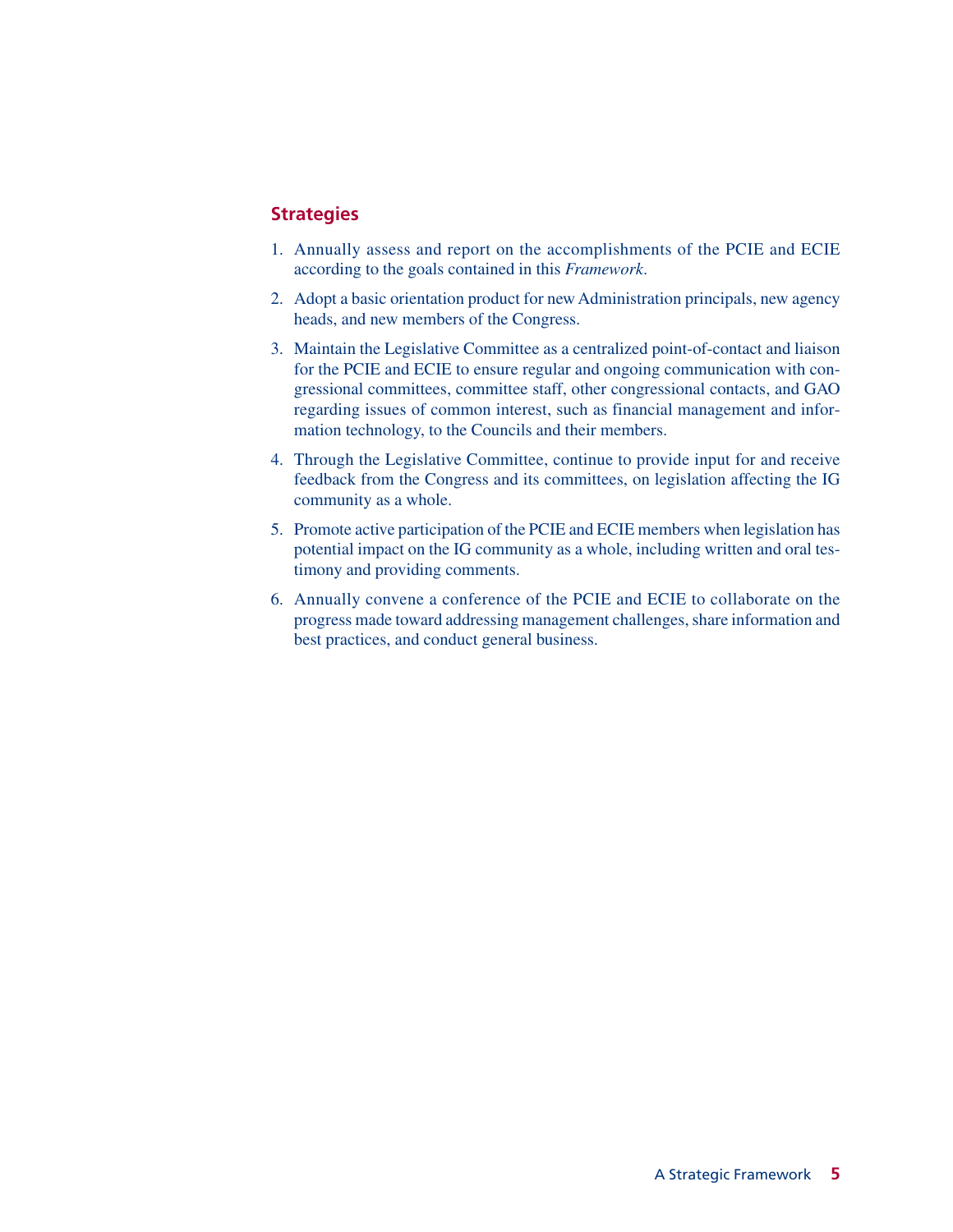### Strategies

1. Annually assess and report on the accomplishments of the PCIE and ECIE according to the goals contained in this *Framework*.
2. Adopt a basic orientation product for new Administration principals, new agency heads, and new members of the Congress.
3. Maintain the Legislative Committee as a centralized point-of-contact and liaison for the PCIE and ECIE to ensure regular and ongoing communication with congressional committees, committee staff, other congressional contacts, and GAO regarding issues of common interest, such as financial management and information technology, to the Councils and their members.
4. Through the Legislative Committee, continue to provide input for and receive feedback from the Congress and its committees, on legislation affecting the IG community as a whole.
5. Promote active participation of the PCIE and ECIE members when legislation has potential impact on the IG community as a whole, including written and oral testimony and providing comments.
6. Annually convene a conference of the PCIE and ECIE to collaborate on the progress made toward addressing management challenges, share information and best practices, and conduct general business.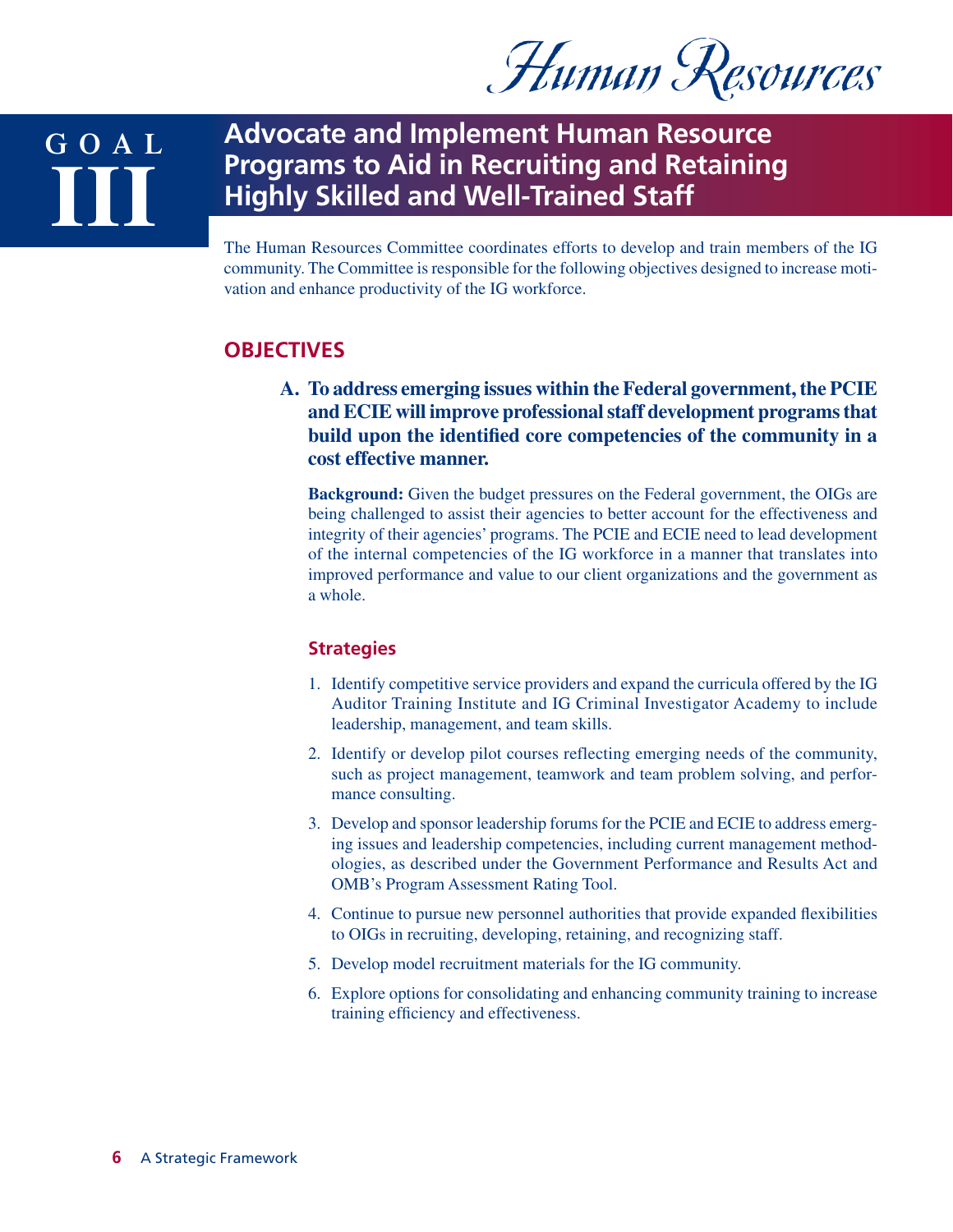# Human Resources

## GOAL III

## Advocate and Implement Human Resource Programs to Aid in Recruiting and Retaining Highly Skilled and Well-Trained Staff

The Human Resources Committee coordinates efforts to develop and train members of the IG community. The Committee is responsible for the following objectives designed to increase motivation and enhance productivity of the IG workforce.

### OBJECTIVES

**A. To address emerging issues within the Federal government, the PCIE and ECIE will improve professional staff development programs that build upon the identified core competencies of the community in a cost effective manner.**

**Background:** Given the budget pressures on the Federal government, the OIGs are being challenged to assist their agencies to better account for the effectiveness and integrity of their agencies' programs. The PCIE and ECIE need to lead development of the internal competencies of the IG workforce in a manner that translates into improved performance and value to our client organizations and the government as a whole.

#### Strategies

1. Identify competitive service providers and expand the curricula offered by the IG Auditor Training Institute and IG Criminal Investigator Academy to include leadership, management, and team skills.
2. Identify or develop pilot courses reflecting emerging needs of the community, such as project management, teamwork and team problem solving, and performance consulting.
3. Develop and sponsor leadership forums for the PCIE and ECIE to address emerging issues and leadership competencies, including current management methodologies, as described under the Government Performance and Results Act and OMB's Program Assessment Rating Tool.
4. Continue to pursue new personnel authorities that provide expanded flexibilities to OIGs in recruiting, developing, retaining, and recognizing staff.
5. Develop model recruitment materials for the IG community.
6. Explore options for consolidating and enhancing community training to increase training efficiency and effectiveness.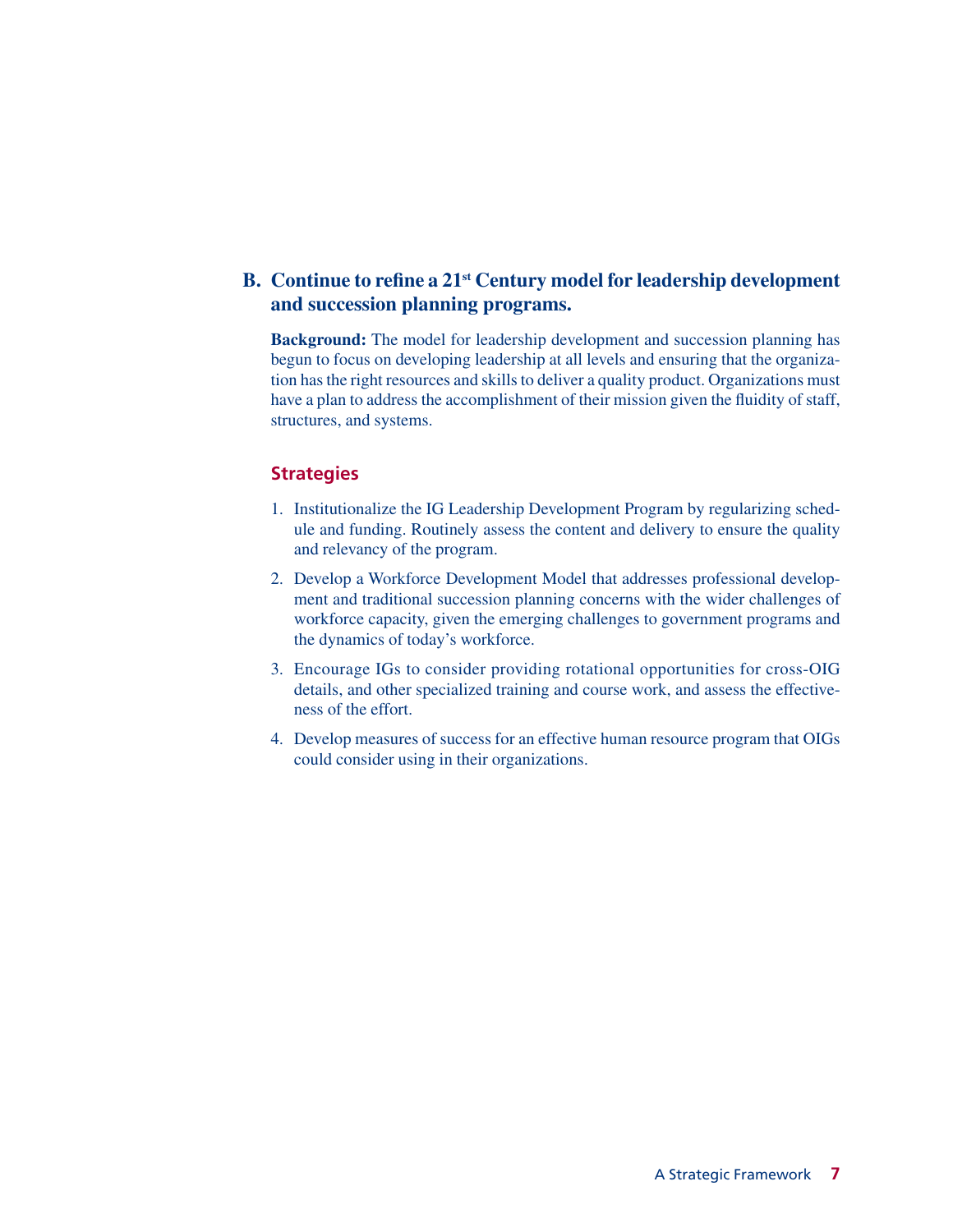## B. Continue to refine a 21st Century model for leadership development and succession planning programs.

**Background:** The model for leadership development and succession planning has begun to focus on developing leadership at all levels and ensuring that the organization has the right resources and skills to deliver a quality product. Organizations must have a plan to address the accomplishment of their mission given the fluidity of staff, structures, and systems.

### Strategies

1. Institutionalize the IG Leadership Development Program by regularizing schedule and funding. Routinely assess the content and delivery to ensure the quality and relevancy of the program.
2. Develop a Workforce Development Model that addresses professional development and traditional succession planning concerns with the wider challenges of workforce capacity, given the emerging challenges to government programs and the dynamics of today's workforce.
3. Encourage IGs to consider providing rotational opportunities for cross-OIG details, and other specialized training and course work, and assess the effectiveness of the effort.
4. Develop measures of success for an effective human resource program that OIGs could consider using in their organizations.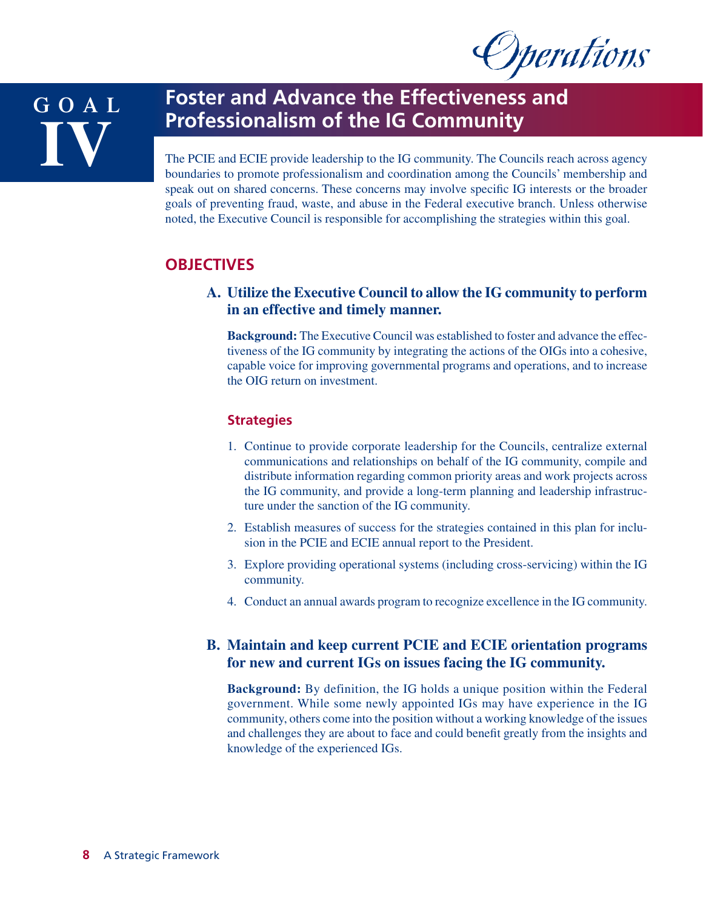*Operations*

# GOAL IV

## Foster and Advance the Effectiveness and Professionalism of the IG Community

The PCIE and ECIE provide leadership to the IG community. The Councils reach across agency boundaries to promote professionalism and coordination among the Councils' membership and speak out on shared concerns. These concerns may involve specific IG interests or the broader goals of preventing fraud, waste, and abuse in the Federal executive branch. Unless otherwise noted, the Executive Council is responsible for accomplishing the strategies within this goal.

## OBJECTIVES

### A. Utilize the Executive Council to allow the IG community to perform in an effective and timely manner.

**Background:** The Executive Council was established to foster and advance the effectiveness of the IG community by integrating the actions of the OIGs into a cohesive, capable voice for improving governmental programs and operations, and to increase the OIG return on investment.

#### Strategies

1. Continue to provide corporate leadership for the Councils, centralize external communications and relationships on behalf of the IG community, compile and distribute information regarding common priority areas and work projects across the IG community, and provide a long-term planning and leadership infrastructure under the sanction of the IG community.
2. Establish measures of success for the strategies contained in this plan for inclusion in the PCIE and ECIE annual report to the President.
3. Explore providing operational systems (including cross-servicing) within the IG community.
4. Conduct an annual awards program to recognize excellence in the IG community.

### B. Maintain and keep current PCIE and ECIE orientation programs for new and current IGs on issues facing the IG community.

**Background:** By definition, the IG holds a unique position within the Federal government. While some newly appointed IGs may have experience in the IG community, others come into the position without a working knowledge of the issues and challenges they are about to face and could benefit greatly from the insights and knowledge of the experienced IGs.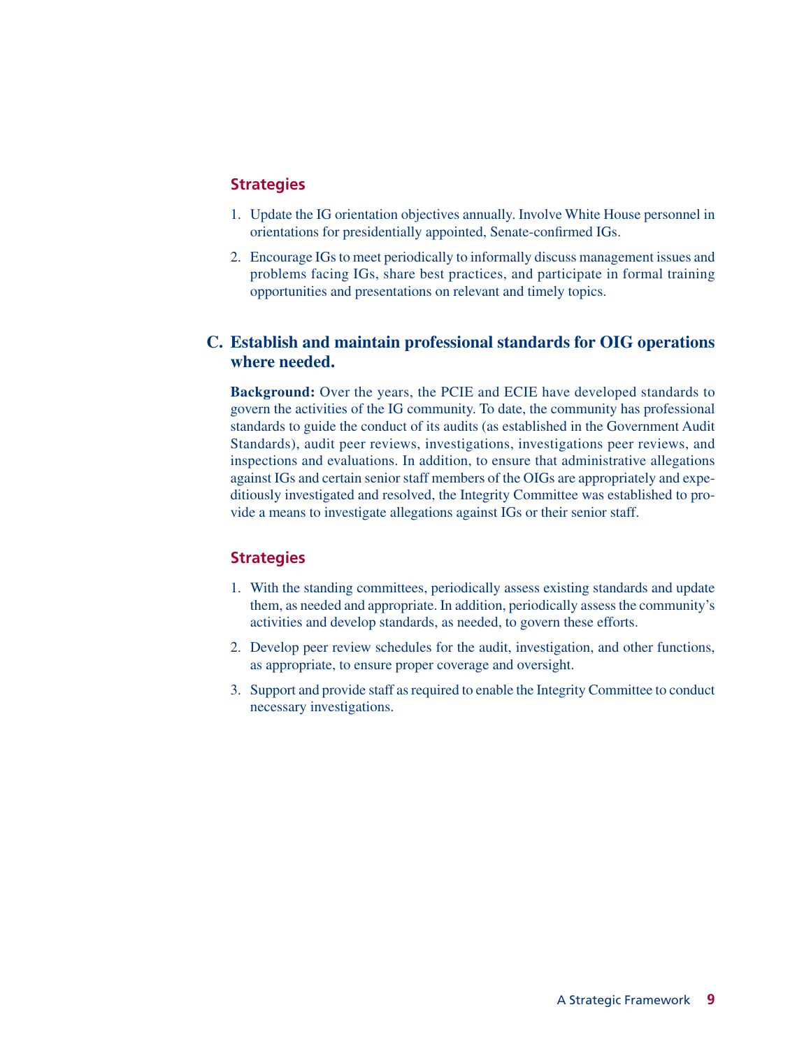### Strategies

1. Update the IG orientation objectives annually. Involve White House personnel in orientations for presidentially appointed, Senate-confirmed IGs.
2. Encourage IGs to meet periodically to informally discuss management issues and problems facing IGs, share best practices, and participate in formal training opportunities and presentations on relevant and timely topics.

## C. Establish and maintain professional standards for OIG operations where needed.

**Background:** Over the years, the PCIE and ECIE have developed standards to govern the activities of the IG community. To date, the community has professional standards to guide the conduct of its audits (as established in the Government Audit Standards), audit peer reviews, investigations, investigations peer reviews, and inspections and evaluations. In addition, to ensure that administrative allegations against IGs and certain senior staff members of the OIGs are appropriately and expeditiously investigated and resolved, the Integrity Committee was established to provide a means to investigate allegations against IGs or their senior staff.

### Strategies

1. With the standing committees, periodically assess existing standards and update them, as needed and appropriate. In addition, periodically assess the community's activities and develop standards, as needed, to govern these efforts.
2. Develop peer review schedules for the audit, investigation, and other functions, as appropriate, to ensure proper coverage and oversight.
3. Support and provide staff as required to enable the Integrity Committee to conduct necessary investigations.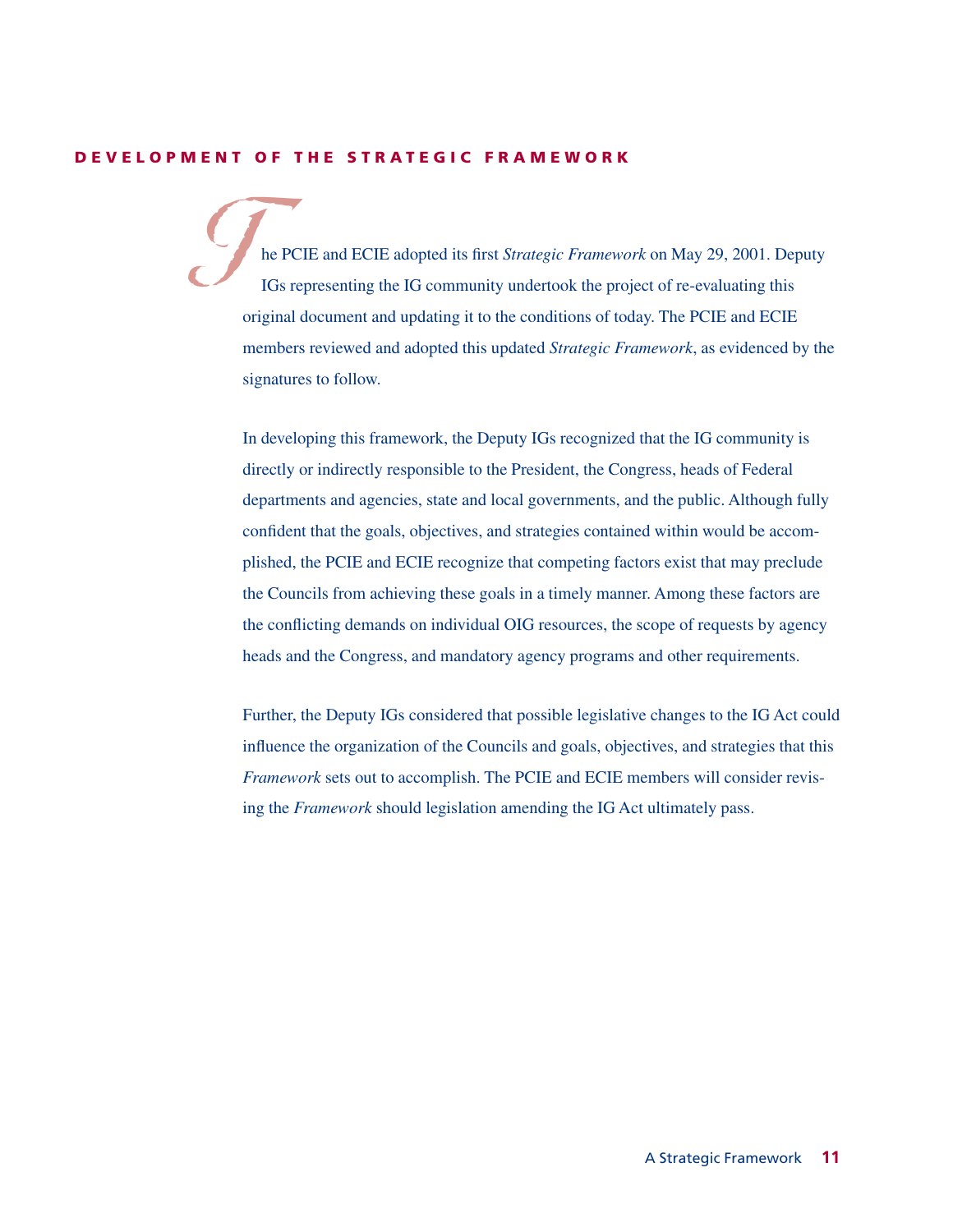## DEVELOPMENT OF THE STRATEGIC FRAMEWORK

The PCIE and ECIE adopted its first *Strategic Framework* on May 29, 2001. Deputy IGs representing the IG community undertook the project of re-evaluating this original document and updating it to the conditions of today. The PCIE and ECIE members reviewed and adopted this updated *Strategic Framework*, as evidenced by the signatures to follow.

In developing this framework, the Deputy IGs recognized that the IG community is directly or indirectly responsible to the President, the Congress, heads of Federal departments and agencies, state and local governments, and the public. Although fully confident that the goals, objectives, and strategies contained within would be accomplished, the PCIE and ECIE recognize that competing factors exist that may preclude the Councils from achieving these goals in a timely manner. Among these factors are the conflicting demands on individual OIG resources, the scope of requests by agency heads and the Congress, and mandatory agency programs and other requirements.

Further, the Deputy IGs considered that possible legislative changes to the IG Act could influence the organization of the Councils and goals, objectives, and strategies that this *Framework* sets out to accomplish. The PCIE and ECIE members will consider revising the *Framework* should legislation amending the IG Act ultimately pass.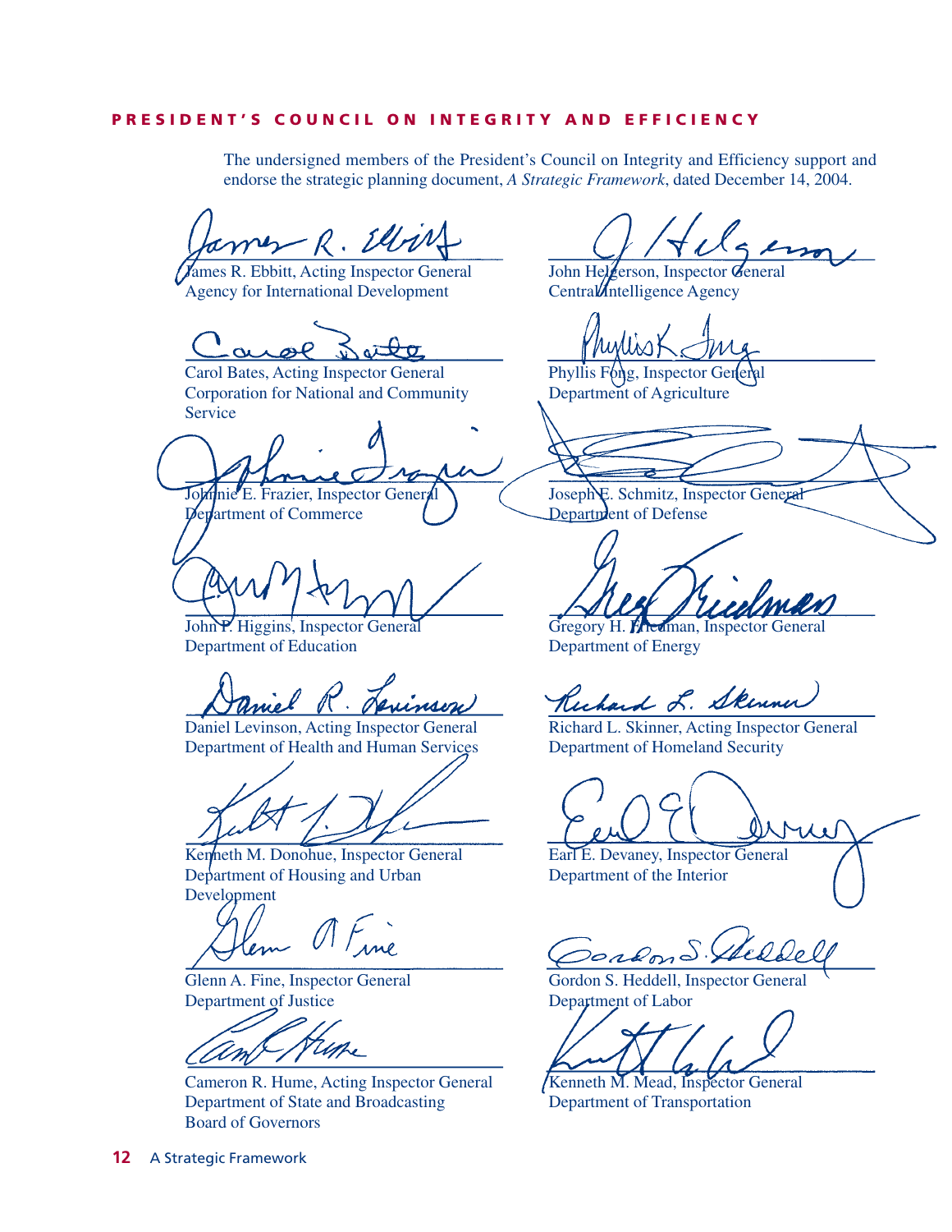## PRESIDENT'S COUNCIL ON INTEGRITY AND EFFICIENCY

The undersigned members of the President's Council on Integrity and Efficiency support and endorse the strategic planning document, *A Strategic Framework*, dated December 14, 2004.

James R. Ebbitt, Acting Inspector General
Agency for International Development

John Helgerson, Inspector General
Central Intelligence Agency

Carol Bates, Acting Inspector General
Corporation for National and Community Service

Phyllis Fong, Inspector General
Department of Agriculture

Johnnie E. Frazier, Inspector General
Department of Commerce

Joseph E. Schmitz, Inspector General
Department of Defense

John P. Higgins, Inspector General
Department of Education

Gregory H. Friedman, Inspector General
Department of Energy

Daniel Levinson, Acting Inspector General
Department of Health and Human Services

Richard L. Skinner, Acting Inspector General
Department of Homeland Security

Kenneth M. Donohue, Inspector General
Department of Housing and Urban Development

Earl E. Devaney, Inspector General
Department of the Interior

Glenn A. Fine, Inspector General
Department of Justice

Gordon S. Heddell, Inspector General
Department of Labor

Cameron R. Hume, Acting Inspector General
Department of State and Broadcasting Board of Governors

Kenneth M. Mead, Inspector General
Department of Transportation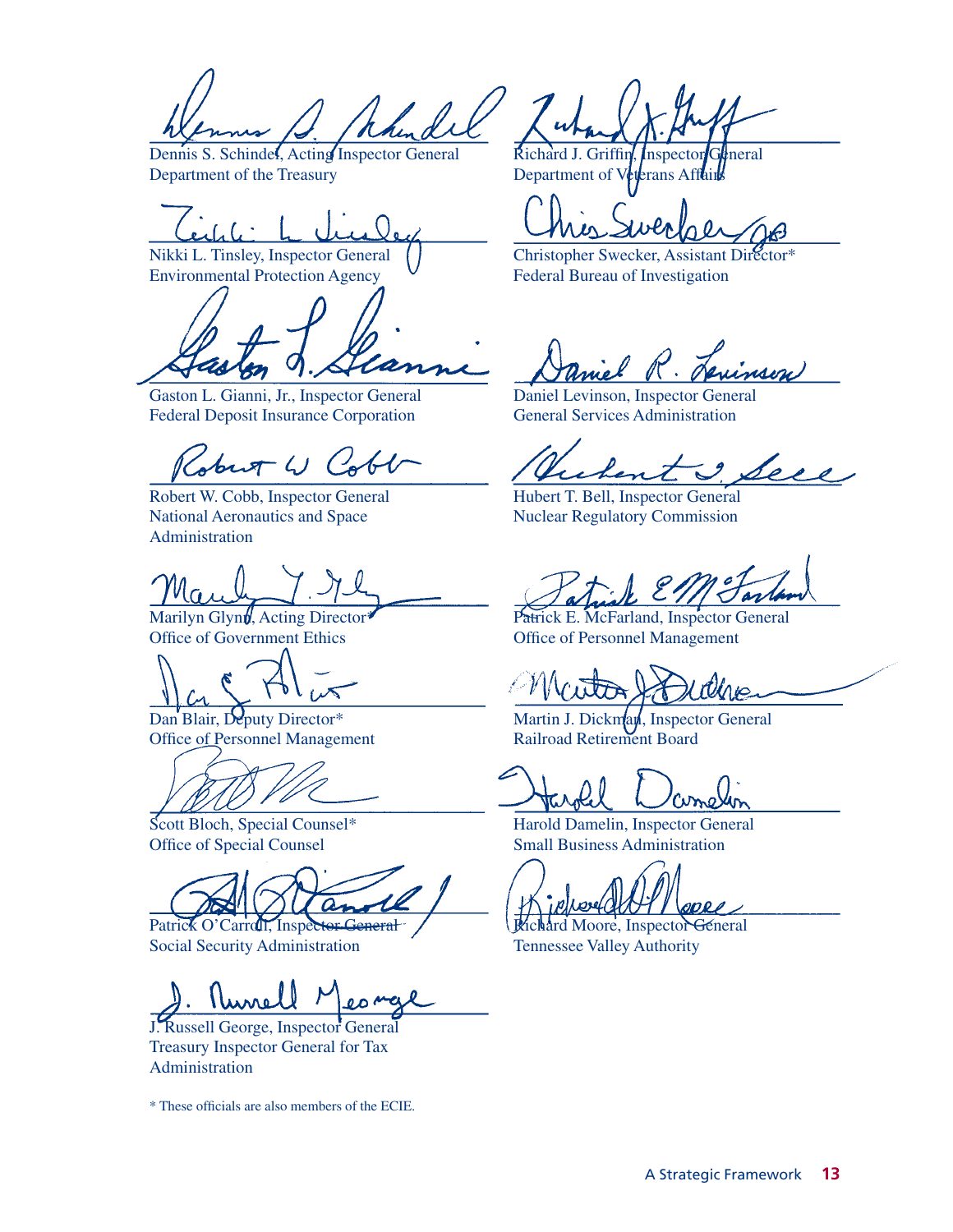Dennis S. Schindel, Acting Inspector General
Department of the Treasury

Richard J. Griffin, Inspector General
Department of Veterans Affairs

Nikki L. Tinsley, Inspector General
Environmental Protection Agency

Christopher Swecker, Assistant Director*
Federal Bureau of Investigation

Gaston L. Gianni, Jr., Inspector General
Federal Deposit Insurance Corporation

Daniel Levinson, Inspector General
General Services Administration

Robert W. Cobb, Inspector General
National Aeronautics and Space Administration

Hubert T. Bell, Inspector General
Nuclear Regulatory Commission

Marilyn Glynn, Acting Director*
Office of Government Ethics

Patrick E. McFarland, Inspector General
Office of Personnel Management

Dan Blair, Deputy Director*
Office of Personnel Management

Martin J. Dickman, Inspector General
Railroad Retirement Board

Scott Bloch, Special Counsel*
Office of Special Counsel

Harold Damelin, Inspector General
Small Business Administration

Patrick O'Carroll, Inspector General
Social Security Administration

Richard Moore, Inspector General
Tennessee Valley Authority

J. Russell George, Inspector General
Treasury Inspector General for Tax Administration

* These officials are also members of the ECIE.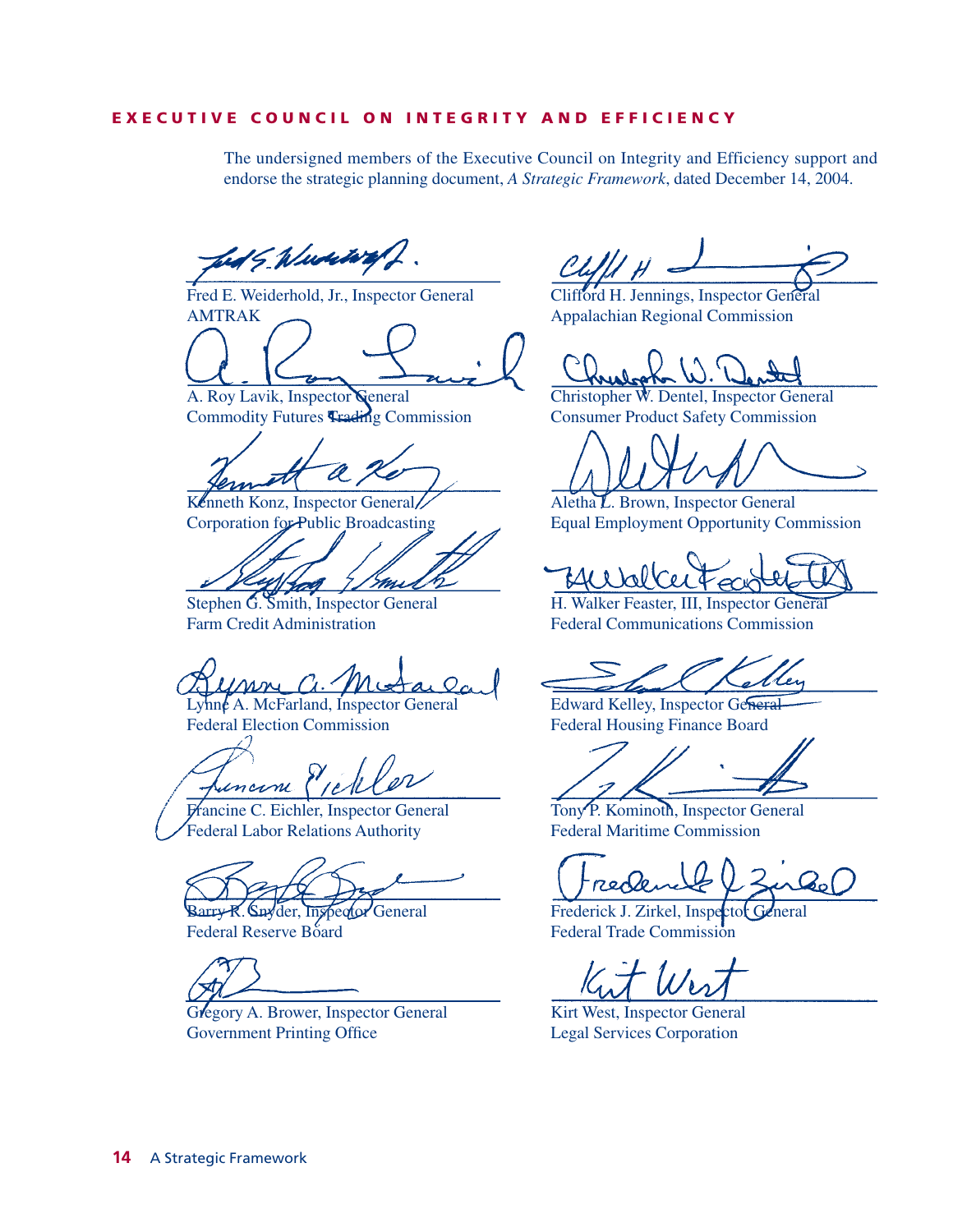## EXECUTIVE COUNCIL ON INTEGRITY AND EFFICIENCY

The undersigned members of the Executive Council on Integrity and Efficiency support and endorse the strategic planning document, *A Strategic Framework*, dated December 14, 2004.

Fred E. Weiderhold, Jr., Inspector General
AMTRAK

Clifford H. Jennings, Inspector General
Appalachian Regional Commission

A. Roy Lavik, Inspector General
Commodity Futures Trading Commission

Christopher W. Dentel, Inspector General
Consumer Product Safety Commission

Kenneth Konz, Inspector General
Corporation for Public Broadcasting

Aletha L. Brown, Inspector General
Equal Employment Opportunity Commission

Stephen G. Smith, Inspector General
Farm Credit Administration

H. Walker Feaster, III, Inspector General
Federal Communications Commission

Lynne A. McFarland, Inspector General
Federal Election Commission

Edward Kelley, Inspector General
Federal Housing Finance Board

Francine C. Eichler, Inspector General
Federal Labor Relations Authority

Tony P. Kominoth, Inspector General
Federal Maritime Commission

Barry R. Snyder, Inspector General
Federal Reserve Board

Frederick J. Zirkel, Inspector General
Federal Trade Commission

Gregory A. Brower, Inspector General
Government Printing Office

Kirt West, Inspector General
Legal Services Corporation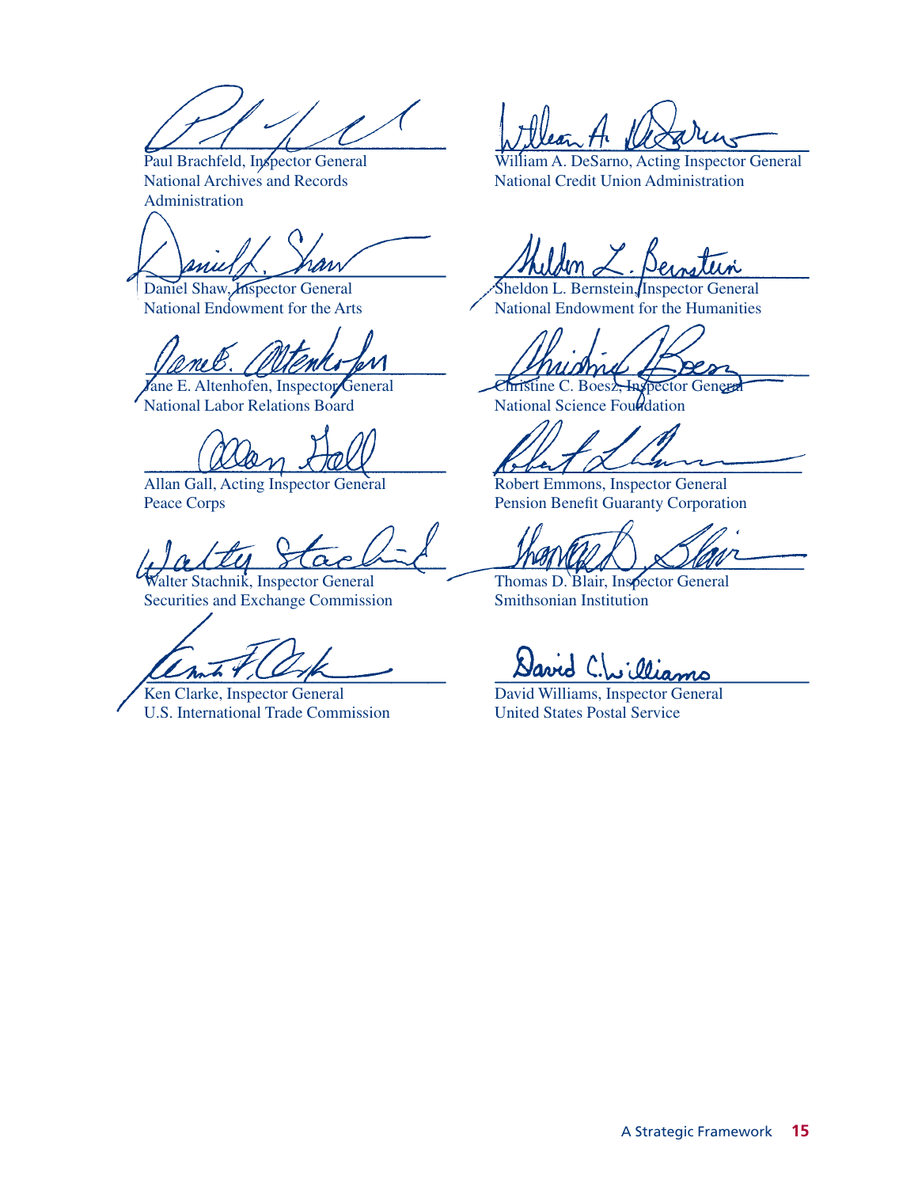Paul Brachfeld, Inspector General
National Archives and Records Administration

William A. DeSarno, Acting Inspector General
National Credit Union Administration

Daniel Shaw, Inspector General
National Endowment for the Arts

Sheldon L. Bernstein, Inspector General
National Endowment for the Humanities

Jane E. Altenhofen, Inspector General
National Labor Relations Board

Christine C. Boesz, Inspector General
National Science Foundation

Allan Gall, Acting Inspector General
Peace Corps

Robert Emmons, Inspector General
Pension Benefit Guaranty Corporation

Walter Stachnik, Inspector General
Securities and Exchange Commission

Thomas D. Blair, Inspector General
Smithsonian Institution

Ken Clarke, Inspector General
U.S. International Trade Commission

David Williams, Inspector General
United States Postal Service